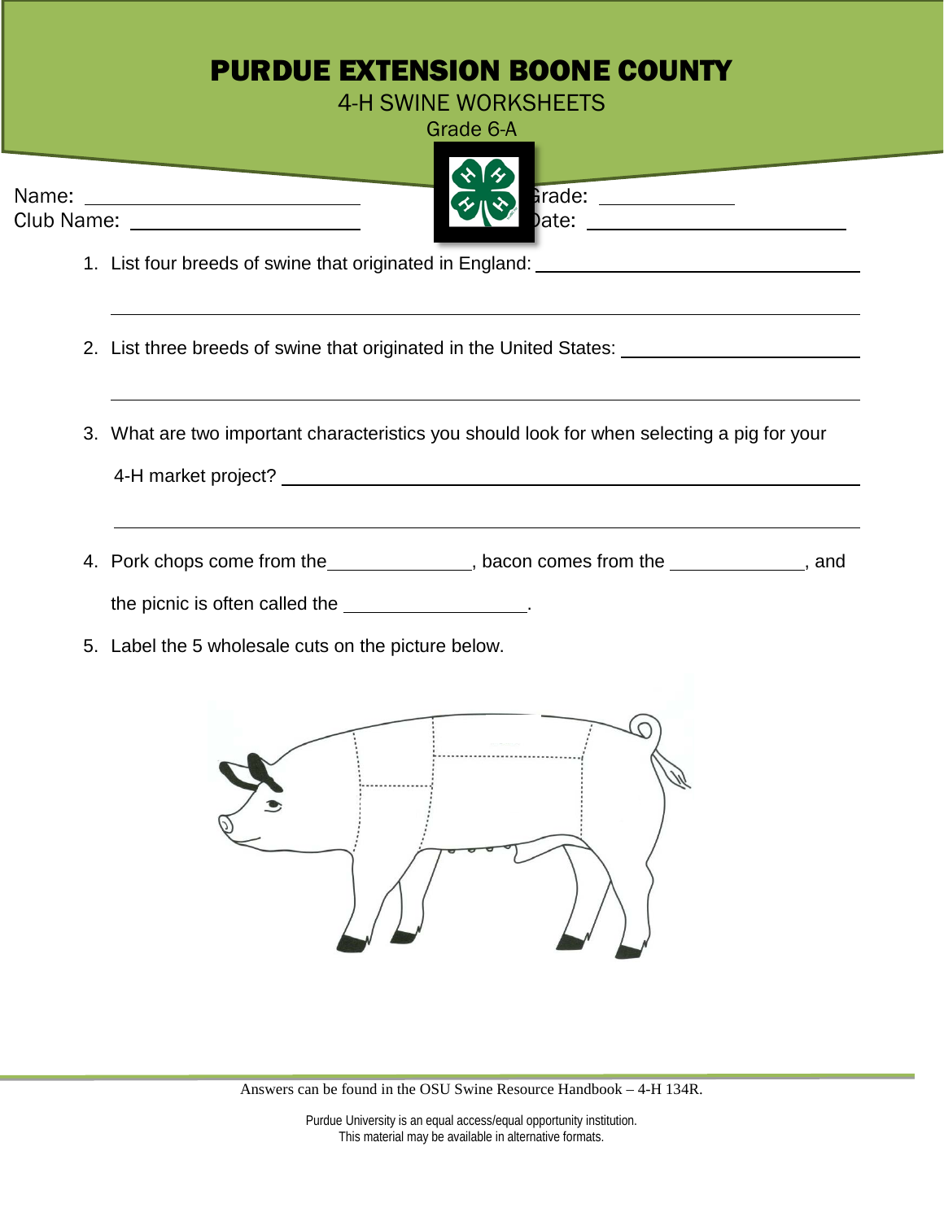# PURDUE EXTENSION BOONE COUNTY

4-H SWINE WORKSHEETS

Grade 6-A

Name: ____________________________ Grade: ______________

Club Name: _________________________ Date: ____________________________

1. List four breeds of swine that originated in England: ________________________________

   ____________________________________________________________________________

2. List three breeds of swine that originated in the United States: __________________________

   ____________________________________________________________________________

3. What are two important characteristics you should look for when selecting a pig for your 4-H market project? ____________________________________________________________

   ____________________________________________________________________________

4. Pork chops come from the______________, bacon comes from the _____________, and the picnic is often called the __________________.

5. Label the 5 wholesale cuts on the picture below.

Answers can be found in the OSU Swine Resource Handbook – 4-H 134R.

Purdue University is an equal access/equal opportunity institution.
This material may be available in alternative formats.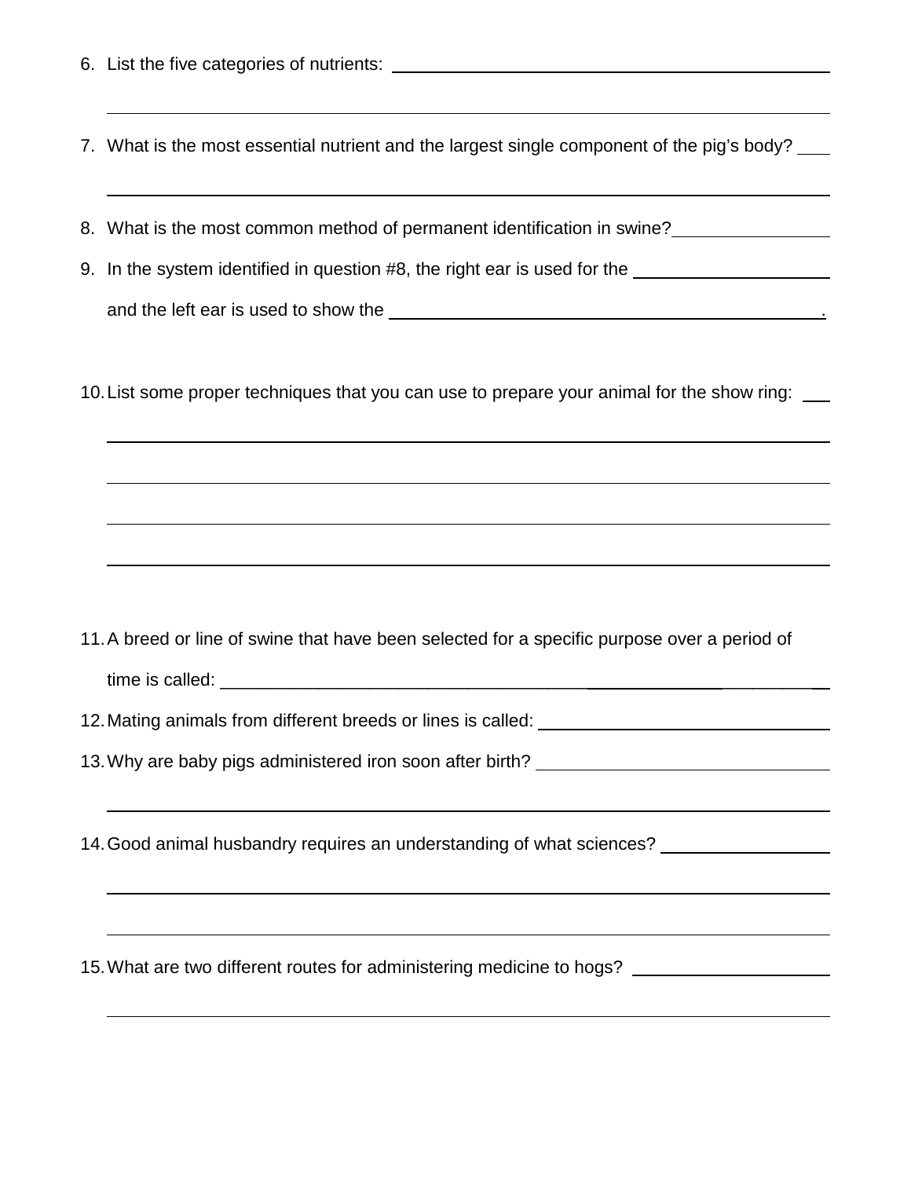6. List the five categories of nutrients: ______________________________________________

   ______________________________________________________________________________

7. What is the most essential nutrient and the largest single component of the pig's body? ____

   ______________________________________________________________________________

8. What is the most common method of permanent identification in swine? ________________

9. In the system identified in question #8, the right ear is used for the ____________________

   and the left ear is used to show the ______________________________________________.

10. List some proper techniques that you can use to prepare your animal for the show ring: ___

    ______________________________________________________________________________

    ______________________________________________________________________________

    ______________________________________________________________________________

    ______________________________________________________________________________

11. A breed or line of swine that have been selected for a specific purpose over a period of time is called: ______________________________________________________________

12. Mating animals from different breeds or lines is called: ______________________________

13. Why are baby pigs administered iron soon after birth? ______________________________

    ______________________________________________________________________________

14. Good animal husbandry requires an understanding of what sciences? __________________

    ______________________________________________________________________________

    ______________________________________________________________________________

15. What are two different routes for administering medicine to hogs? ____________________

    ______________________________________________________________________________